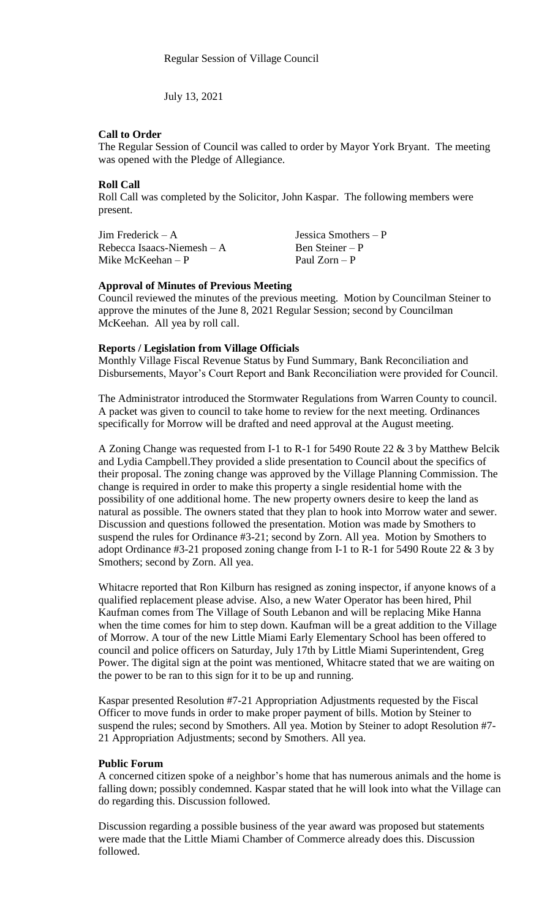Regular Session of Village Council

July 13, 2021

**Call to Order**

The Regular Session of Council was called to order by Mayor York Bryant. The meeting was opened with the Pledge of Allegiance.

**Roll Call**

Roll Call was completed by the Solicitor, John Kaspar. The following members were present.

| | |
|---|---|
| Jim Frederick – A | Jessica Smothers – P |
| Rebecca Isaacs-Niemesh – A | Ben Steiner – P |
| Mike McKeehan – P | Paul Zorn – P |

**Approval of Minutes of Previous Meeting**

Council reviewed the minutes of the previous meeting. Motion by Councilman Steiner to approve the minutes of the June 8, 2021 Regular Session; second by Councilman McKeehan. All yea by roll call.

**Reports / Legislation from Village Officials**

Monthly Village Fiscal Revenue Status by Fund Summary, Bank Reconciliation and Disbursements, Mayor's Court Report and Bank Reconciliation were provided for Council.

The Administrator introduced the Stormwater Regulations from Warren County to council. A packet was given to council to take home to review for the next meeting. Ordinances specifically for Morrow will be drafted and need approval at the August meeting.

A Zoning Change was requested from I-1 to R-1 for 5490 Route 22 & 3 by Matthew Belcik and Lydia Campbell.They provided a slide presentation to Council about the specifics of their proposal. The zoning change was approved by the Village Planning Commission. The change is required in order to make this property a single residential home with the possibility of one additional home. The new property owners desire to keep the land as natural as possible. The owners stated that they plan to hook into Morrow water and sewer. Discussion and questions followed the presentation. Motion was made by Smothers to suspend the rules for Ordinance #3-21; second by Zorn. All yea. Motion by Smothers to adopt Ordinance #3-21 proposed zoning change from I-1 to R-1 for 5490 Route 22 & 3 by Smothers; second by Zorn. All yea.

Whitacre reported that Ron Kilburn has resigned as zoning inspector, if anyone knows of a qualified replacement please advise. Also, a new Water Operator has been hired, Phil Kaufman comes from The Village of South Lebanon and will be replacing Mike Hanna when the time comes for him to step down. Kaufman will be a great addition to the Village of Morrow. A tour of the new Little Miami Early Elementary School has been offered to council and police officers on Saturday, July 17th by Little Miami Superintendent, Greg Power. The digital sign at the point was mentioned, Whitacre stated that we are waiting on the power to be ran to this sign for it to be up and running.

Kaspar presented Resolution #7-21 Appropriation Adjustments requested by the Fiscal Officer to move funds in order to make proper payment of bills. Motion by Steiner to suspend the rules; second by Smothers. All yea. Motion by Steiner to adopt Resolution #7-21 Appropriation Adjustments; second by Smothers. All yea.

**Public Forum**

A concerned citizen spoke of a neighbor's home that has numerous animals and the home is falling down; possibly condemned. Kaspar stated that he will look into what the Village can do regarding this. Discussion followed.

Discussion regarding a possible business of the year award was proposed but statements were made that the Little Miami Chamber of Commerce already does this. Discussion followed.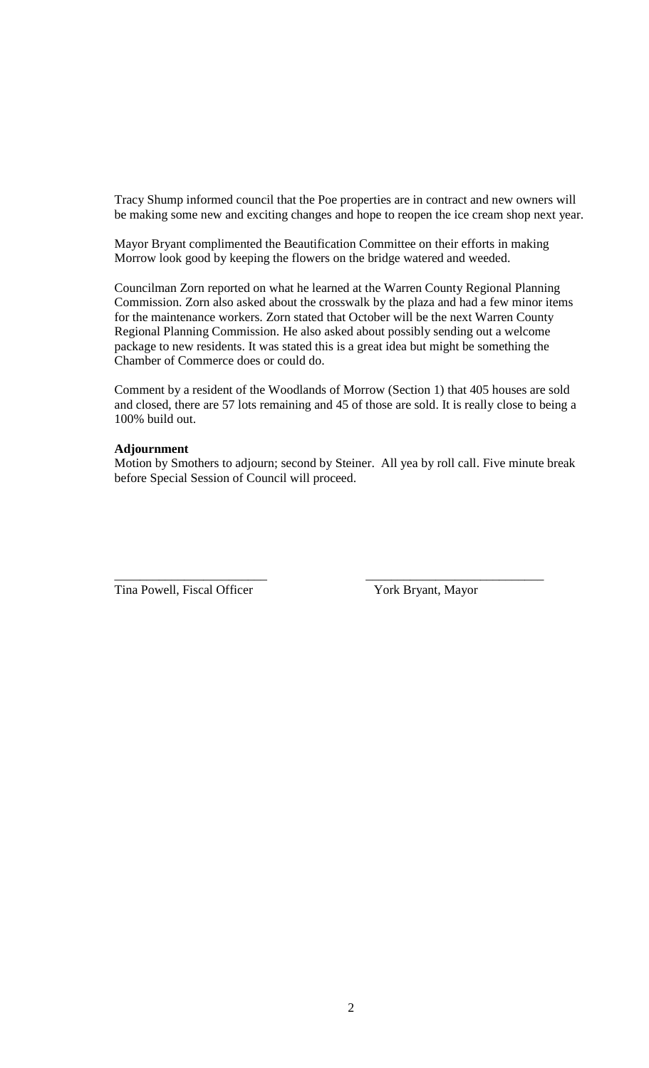Tracy Shump informed council that the Poe properties are in contract and new owners will be making some new and exciting changes and hope to reopen the ice cream shop next year.

Mayor Bryant complimented the Beautification Committee on their efforts in making Morrow look good by keeping the flowers on the bridge watered and weeded.

Councilman Zorn reported on what he learned at the Warren County Regional Planning Commission. Zorn also asked about the crosswalk by the plaza and had a few minor items for the maintenance workers. Zorn stated that October will be the next Warren County Regional Planning Commission. He also asked about possibly sending out a welcome package to new residents. It was stated this is a great idea but might be something the Chamber of Commerce does or could do.

Comment by a resident of the Woodlands of Morrow (Section 1) that 405 houses are sold and closed, there are 57 lots remaining and 45 of those are sold. It is really close to being a 100% build out.

**Adjournment**

Motion by Smothers to adjourn; second by Steiner. All yea by roll call. Five minute break before Special Session of Council will proceed.

________________________ ____________________________

Tina Powell, Fiscal Officer York Bryant, Mayor